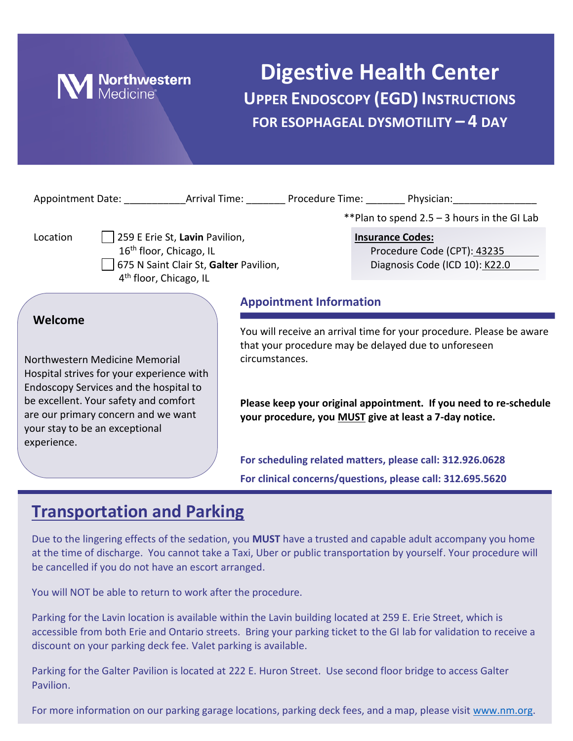Northwestern Medicine

# Digestive Health Center

## UPPER ENDOSCOPY (EGD) INSTRUCTIONS FOR ESOPHAGEAL DYSMOTILITY – 4 DAY

Appointment Date: ___________Arrival Time: _______ Procedure Time: _______ Physician:_______________

**Plan to spend 2.5 – 3 hours in the GI Lab

Location
- ☐ 259 E Erie St, **Lavin** Pavilion, 16th floor, Chicago, IL
- ☐ 675 N Saint Clair St, **Galter** Pavilion, 4th floor, Chicago, IL

**Insurance Codes:**

Procedure Code (CPT): 43235

Diagnosis Code (ICD 10): K22.0

### Welcome

Northwestern Medicine Memorial Hospital strives for your experience with Endoscopy Services and the hospital to be excellent. Your safety and comfort are our primary concern and we want your stay to be an exceptional experience.

### Appointment Information

You will receive an arrival time for your procedure. Please be aware that your procedure may be delayed due to unforeseen circumstances.

**Please keep your original appointment. If you need to re-schedule your procedure, you MUST give at least a 7-day notice.**

**For scheduling related matters, please call: 312.926.0628**

**For clinical concerns/questions, please call: 312.695.5620**

## Transportation and Parking

Due to the lingering effects of the sedation, you **MUST** have a trusted and capable adult accompany you home at the time of discharge. You cannot take a Taxi, Uber or public transportation by yourself. Your procedure will be cancelled if you do not have an escort arranged.

You will NOT be able to return to work after the procedure.

Parking for the Lavin location is available within the Lavin building located at 259 E. Erie Street, which is accessible from both Erie and Ontario streets. Bring your parking ticket to the GI lab for validation to receive a discount on your parking deck fee. Valet parking is available.

Parking for the Galter Pavilion is located at 222 E. Huron Street. Use second floor bridge to access Galter Pavilion.

For more information on our parking garage locations, parking deck fees, and a map, please visit www.nm.org.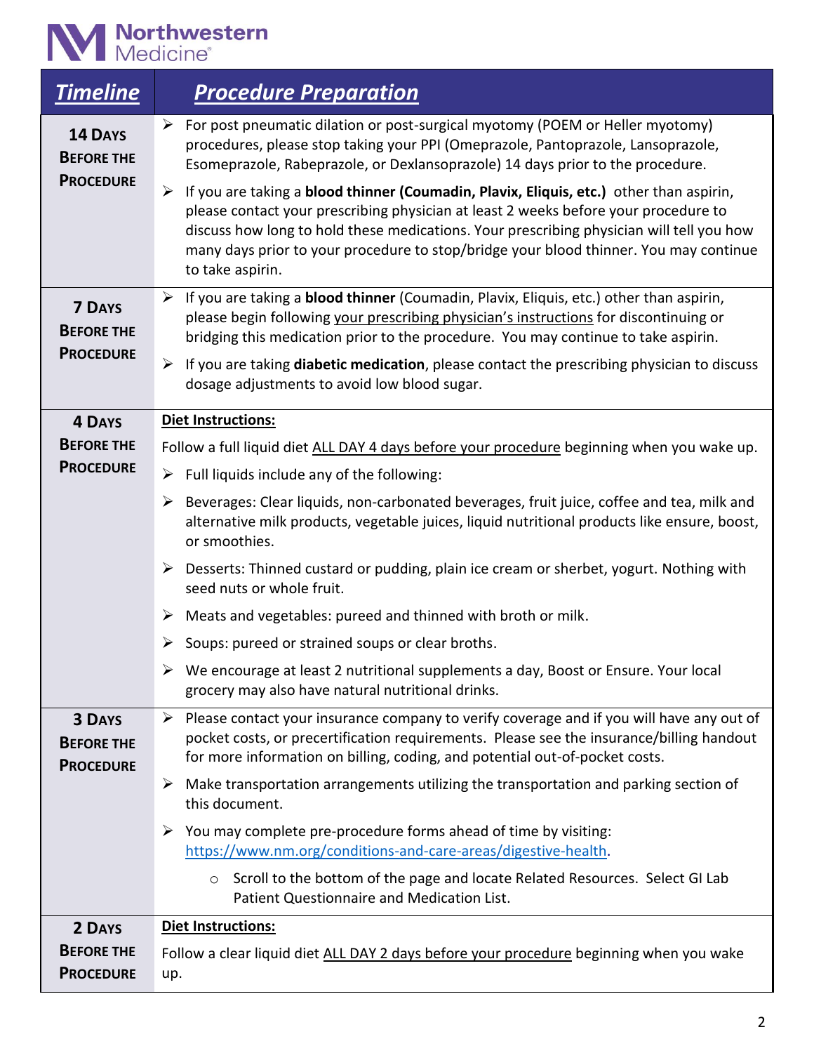| *Timeline* | *Procedure Preparation* |
|---|---|
| **14 Days Before the Procedure** | ➢ For post pneumatic dilation or post-surgical myotomy (POEM or Heller myotomy) procedures, please stop taking your PPI (Omeprazole, Pantoprazole, Lansoprazole, Esomeprazole, Rabeprazole, or Dexlansoprazole) 14 days prior to the procedure.<br>➢ If you are taking a **blood thinner (Coumadin, Plavix, Eliquis, etc.)** other than aspirin, please contact your prescribing physician at least 2 weeks before your procedure to discuss how long to hold these medications. Your prescribing physician will tell you how many days prior to your procedure to stop/bridge your blood thinner. You may continue to take aspirin. |
| **7 Days Before the Procedure** | ➢ If you are taking a **blood thinner** (Coumadin, Plavix, Eliquis, etc.) other than aspirin, please begin following your prescribing physician's instructions for discontinuing or bridging this medication prior to the procedure. You may continue to take aspirin.<br>➢ If you are taking **diabetic medication**, please contact the prescribing physician to discuss dosage adjustments to avoid low blood sugar. |
| **4 Days Before the Procedure** | **Diet Instructions:**<br>Follow a full liquid diet ALL DAY 4 days before your procedure beginning when you wake up.<br>➢ Full liquids include any of the following:<br>➢ Beverages: Clear liquids, non-carbonated beverages, fruit juice, coffee and tea, milk and alternative milk products, vegetable juices, liquid nutritional products like ensure, boost, or smoothies.<br>➢ Desserts: Thinned custard or pudding, plain ice cream or sherbet, yogurt. Nothing with seed nuts or whole fruit.<br>➢ Meats and vegetables: pureed and thinned with broth or milk.<br>➢ Soups: pureed or strained soups or clear broths.<br>➢ We encourage at least 2 nutritional supplements a day, Boost or Ensure. Your local grocery may also have natural nutritional drinks. |
| **3 Days Before the Procedure** | ➢ Please contact your insurance company to verify coverage and if you will have any out of pocket costs, or precertification requirements. Please see the insurance/billing handout for more information on billing, coding, and potential out-of-pocket costs.<br>➢ Make transportation arrangements utilizing the transportation and parking section of this document.<br>➢ You may complete pre-procedure forms ahead of time by visiting: https://www.nm.org/conditions-and-care-areas/digestive-health.<br>○ Scroll to the bottom of the page and locate Related Resources. Select GI Lab Patient Questionnaire and Medication List. |
| **2 Days Before the Procedure** | **Diet Instructions:**<br>Follow a clear liquid diet ALL DAY 2 days before your procedure beginning when you wake up. |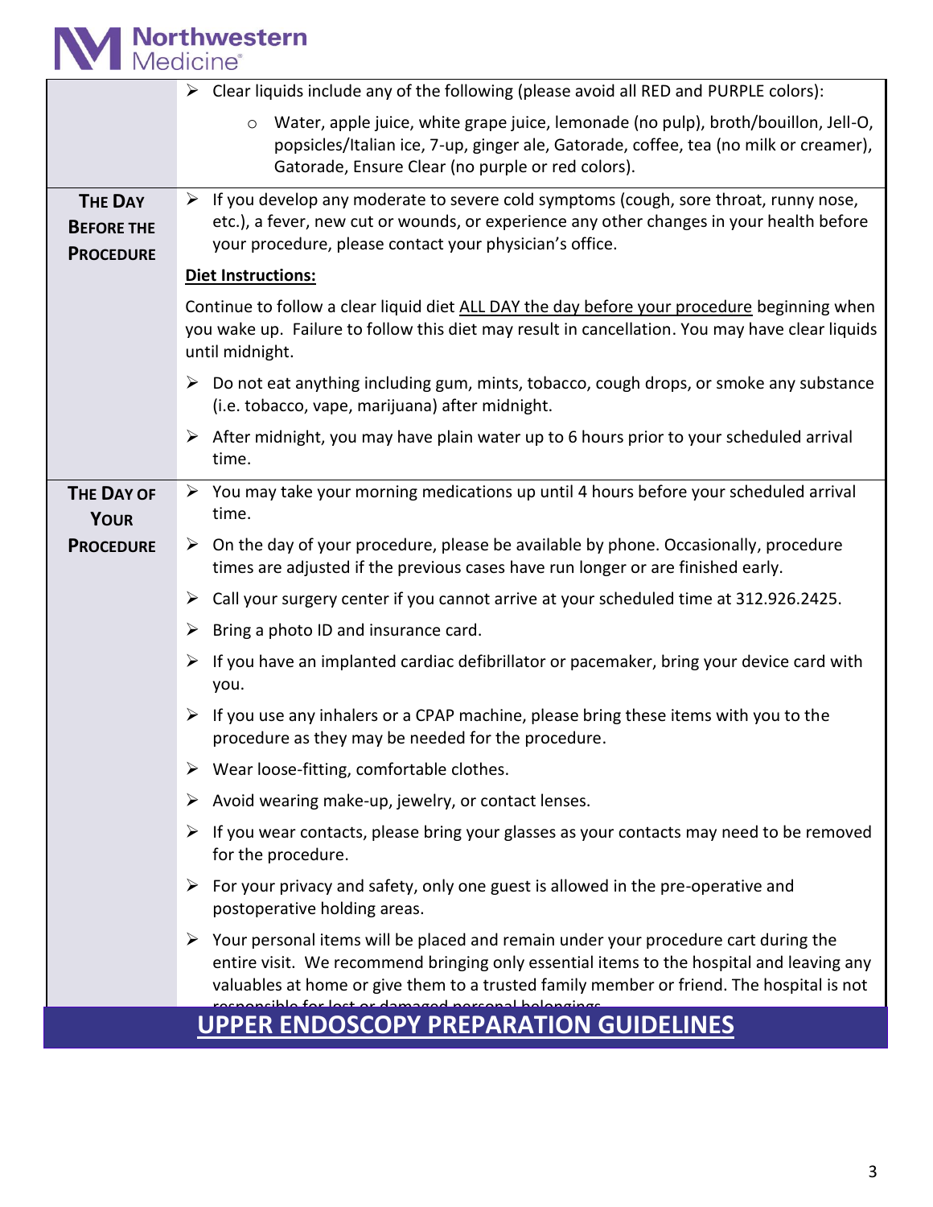| | |
|---|---|
| | ➢ Clear liquids include any of the following (please avoid all RED and PURPLE colors):<br>  ○ Water, apple juice, white grape juice, lemonade (no pulp), broth/bouillon, Jell-O, popsicles/Italian ice, 7-up, ginger ale, Gatorade, coffee, tea (no milk or creamer), Gatorade, Ensure Clear (no purple or red colors). |
| **THE DAY BEFORE THE PROCEDURE** | ➢ If you develop any moderate to severe cold symptoms (cough, sore throat, runny nose, etc.), a fever, new cut or wounds, or experience any other changes in your health before your procedure, please contact your physician's office.<br><br>**<u>Diet Instructions:</u>**<br><br>Continue to follow a clear liquid diet <u>ALL DAY the day before your procedure</u> beginning when you wake up. Failure to follow this diet may result in cancellation. You may have clear liquids until midnight.<br><br>➢ Do not eat anything including gum, mints, tobacco, cough drops, or smoke any substance (i.e. tobacco, vape, marijuana) after midnight.<br><br>➢ After midnight, you may have plain water up to 6 hours prior to your scheduled arrival time. |
| **THE DAY OF YOUR PROCEDURE** | ➢ You may take your morning medications up until 4 hours before your scheduled arrival time.<br><br>➢ On the day of your procedure, please be available by phone. Occasionally, procedure times are adjusted if the previous cases have run longer or are finished early.<br><br>➢ Call your surgery center if you cannot arrive at your scheduled time at 312.926.2425.<br><br>➢ Bring a photo ID and insurance card.<br><br>➢ If you have an implanted cardiac defibrillator or pacemaker, bring your device card with you.<br><br>➢ If you use any inhalers or a CPAP machine, please bring these items with you to the procedure as they may be needed for the procedure.<br><br>➢ Wear loose-fitting, comfortable clothes.<br><br>➢ Avoid wearing make-up, jewelry, or contact lenses.<br><br>➢ If you wear contacts, please bring your glasses as your contacts may need to be removed for the procedure.<br><br>➢ For your privacy and safety, only one guest is allowed in the pre-operative and postoperative holding areas.<br><br>➢ Your personal items will be placed and remain under your procedure cart during the entire visit. We recommend bringing only essential items to the hospital and leaving any valuables at home or give them to a trusted family member or friend. The hospital is not responsible for lost or damaged personal belongings. |

**<u>UPPER ENDOSCOPY PREPARATION GUIDELINES</u>**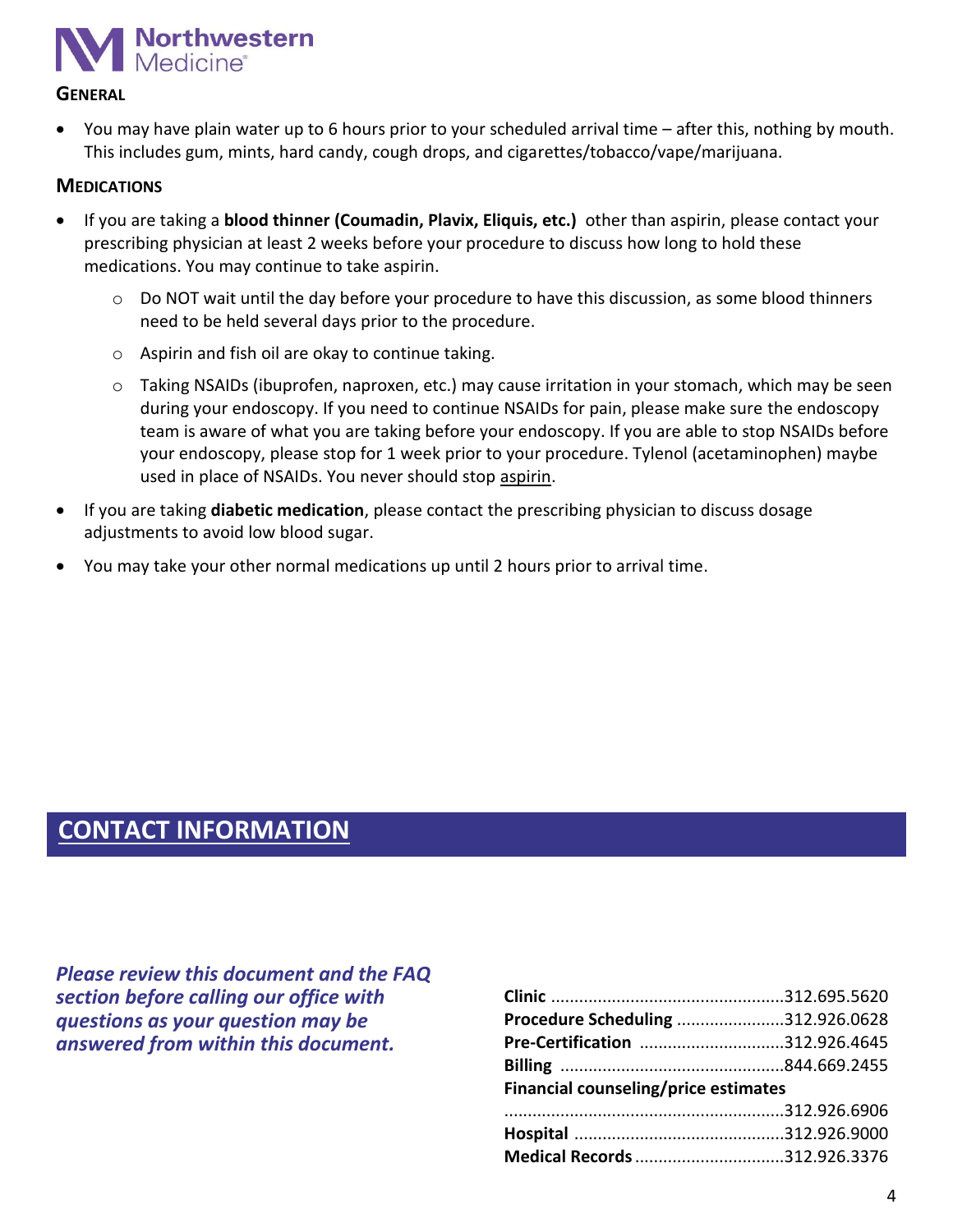### General

- You may have plain water up to 6 hours prior to your scheduled arrival time – after this, nothing by mouth. This includes gum, mints, hard candy, cough drops, and cigarettes/tobacco/vape/marijuana.

### Medications

- If you are taking a **blood thinner (Coumadin, Plavix, Eliquis, etc.)** other than aspirin, please contact your prescribing physician at least 2 weeks before your procedure to discuss how long to hold these medications. You may continue to take aspirin.
  - Do NOT wait until the day before your procedure to have this discussion, as some blood thinners need to be held several days prior to the procedure.
  - Aspirin and fish oil are okay to continue taking.
  - Taking NSAIDs (ibuprofen, naproxen, etc.) may cause irritation in your stomach, which may be seen during your endoscopy. If you need to continue NSAIDs for pain, please make sure the endoscopy team is aware of what you are taking before your endoscopy. If you are able to stop NSAIDs before your endoscopy, please stop for 1 week prior to your procedure. Tylenol (acetaminophen) maybe used in place of NSAIDs. You never should stop aspirin.
- If you are taking **diabetic medication**, please contact the prescribing physician to discuss dosage adjustments to avoid low blood sugar.
- You may take your other normal medications up until 2 hours prior to arrival time.

## CONTACT INFORMATION

***Please review this document and the FAQ section before calling our office with questions as your question may be answered from within this document.***

**Clinic** .................................................. 312.695.5620
**Procedure Scheduling** ....................... 312.926.0628
**Pre-Certification** ............................... 312.926.4645
**Billing** ................................................ 844.669.2455
**Financial counseling/price estimates**
............................................................ 312.926.6906
**Hospital** ............................................. 312.926.9000
**Medical Records** ................................ 312.926.3376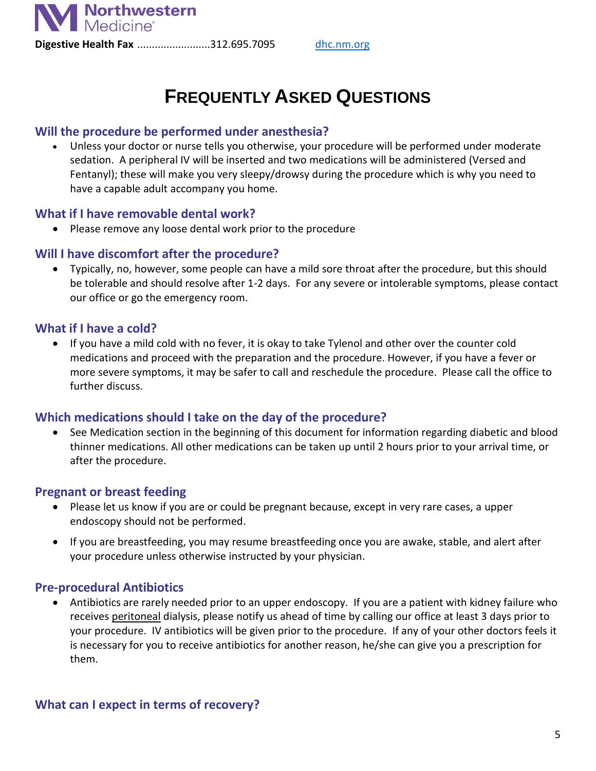Digest Health Fax .........................312.695.7095 dhc.nm.org

# FREQUENTLY ASKED QUESTIONS

## Will the procedure be performed under anesthesia?

- Unless your doctor or nurse tells you otherwise, your procedure will be performed under moderate sedation. A peripheral IV will be inserted and two medications will be administered (Versed and Fentanyl); these will make you very sleepy/drowsy during the procedure which is why you need to have a capable adult accompany you home.

## What if I have removable dental work?

- Please remove any loose dental work prior to the procedure

## Will I have discomfort after the procedure?

- Typically, no, however, some people can have a mild sore throat after the procedure, but this should be tolerable and should resolve after 1-2 days. For any severe or intolerable symptoms, please contact our office or go the emergency room.

## What if I have a cold?

- If you have a mild cold with no fever, it is okay to take Tylenol and other over the counter cold medications and proceed with the preparation and the procedure. However, if you have a fever or more severe symptoms, it may be safer to call and reschedule the procedure. Please call the office to further discuss.

## Which medications should I take on the day of the procedure?

- See Medication section in the beginning of this document for information regarding diabetic and blood thinner medications. All other medications can be taken up until 2 hours prior to your arrival time, or after the procedure.

## Pregnant or breast feeding

- Please let us know if you are or could be pregnant because, except in very rare cases, a upper endoscopy should not be performed.
- If you are breastfeeding, you may resume breastfeeding once you are awake, stable, and alert after your procedure unless otherwise instructed by your physician.

## Pre-procedural Antibiotics

- Antibiotics are rarely needed prior to an upper endoscopy. If you are a patient with kidney failure who receives peritoneal dialysis, please notify us ahead of time by calling our office at least 3 days prior to your procedure. IV antibiotics will be given prior to the procedure. If any of your other doctors feels it is necessary for you to receive antibiotics for another reason, he/she can give you a prescription for them.

## What can I expect in terms of recovery?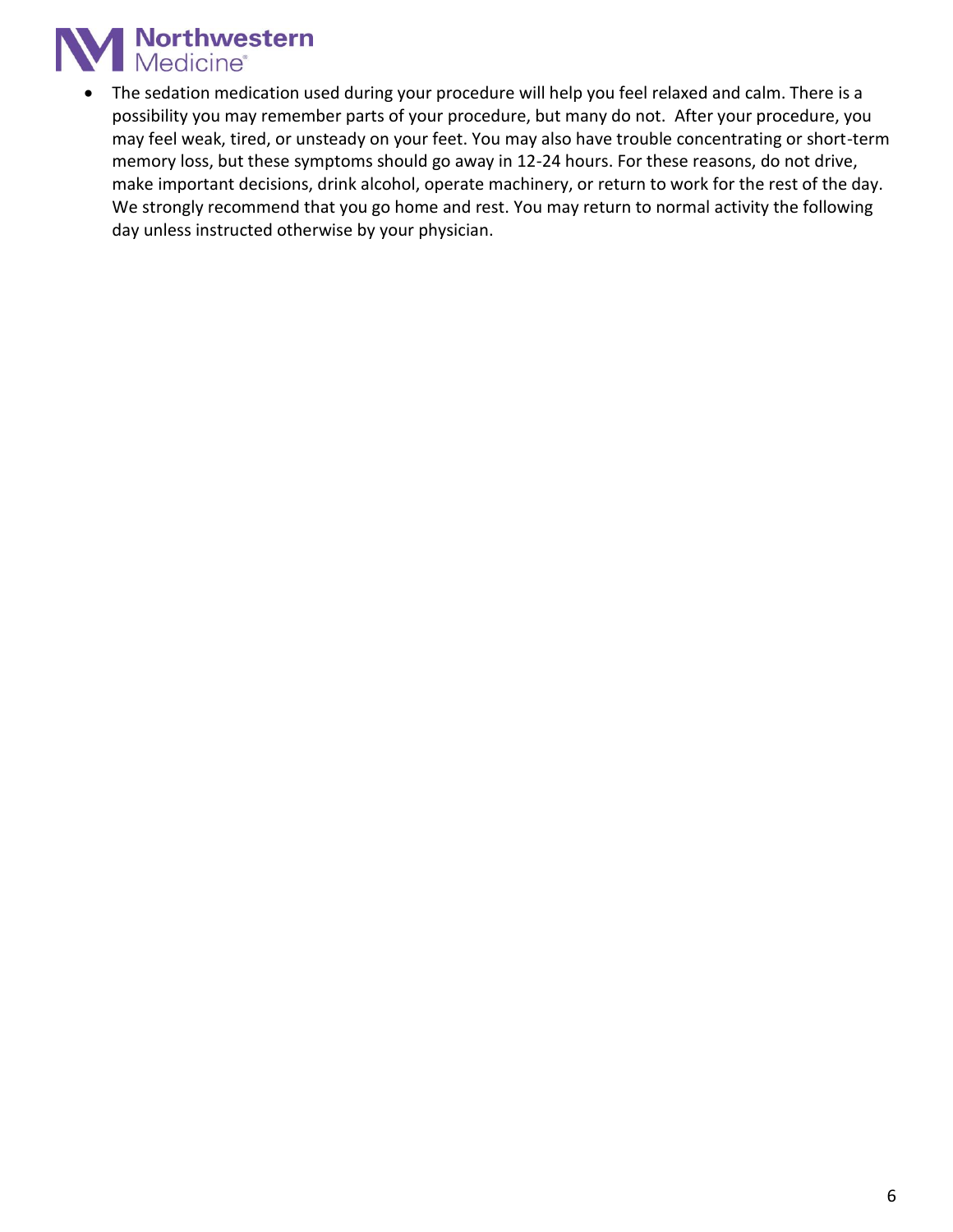- The sedation medication used during your procedure will help you feel relaxed and calm. There is a possibility you may remember parts of your procedure, but many do not. After your procedure, you may feel weak, tired, or unsteady on your feet. You may also have trouble concentrating or short-term memory loss, but these symptoms should go away in 12-24 hours. For these reasons, do not drive, make important decisions, drink alcohol, operate machinery, or return to work for the rest of the day. We strongly recommend that you go home and rest. You may return to normal activity the following day unless instructed otherwise by your physician.